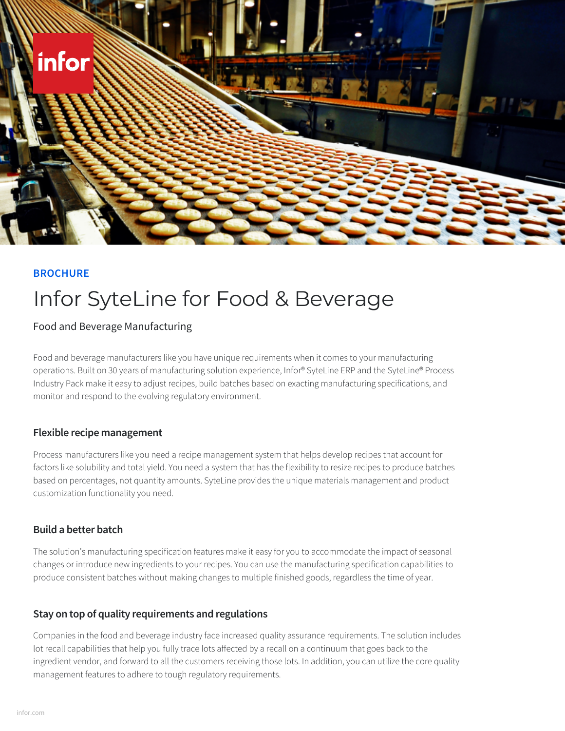BROCHURE

# Infor SyteLine for Food & Beverage

Food and Beverage Manufacturing

Food and beverage manufacturers like you have unique requirements when it comes to your manufacturing operations. Built on 30 years of manufacturing solution experience, Infor® SyteLine ERP and the SyteLine® Process Industry Pack make it easy to adjust recipes, build batches based on exacting manufacturing specifications, and monitor and respond to the evolving regulatory environment.

## Flexible recipe management

Process manufacturers like you need a recipe management system that helps develop recipes that account for factors like solubility and total yield. You need a system that has the flexibility to resize recipes to produce batches based on percentages, not quantity amounts. SyteLine provides the unique materials management and product customization functionality you need.

## Build a better batch

The solution's manufacturing specification features make it easy for you to accommodate the impact of seasonal changes or introduce new ingredients to your recipes. You can use the manufacturing specification capabilities to produce consistent batches without making changes to multiple finished goods, regardless the time of year.

## Stay on top of quality requirements and regulations

Companies in the food and beverage industry face increased quality assurance requirements. The solution includes lot recall capabilities that help you fully trace lots affected by a recall on a continuum that goes back to the ingredient vendor, and forward to all the customers receiving those lots. In addition, you can utilize the core quality management features to adhere to tough regulatory requirements.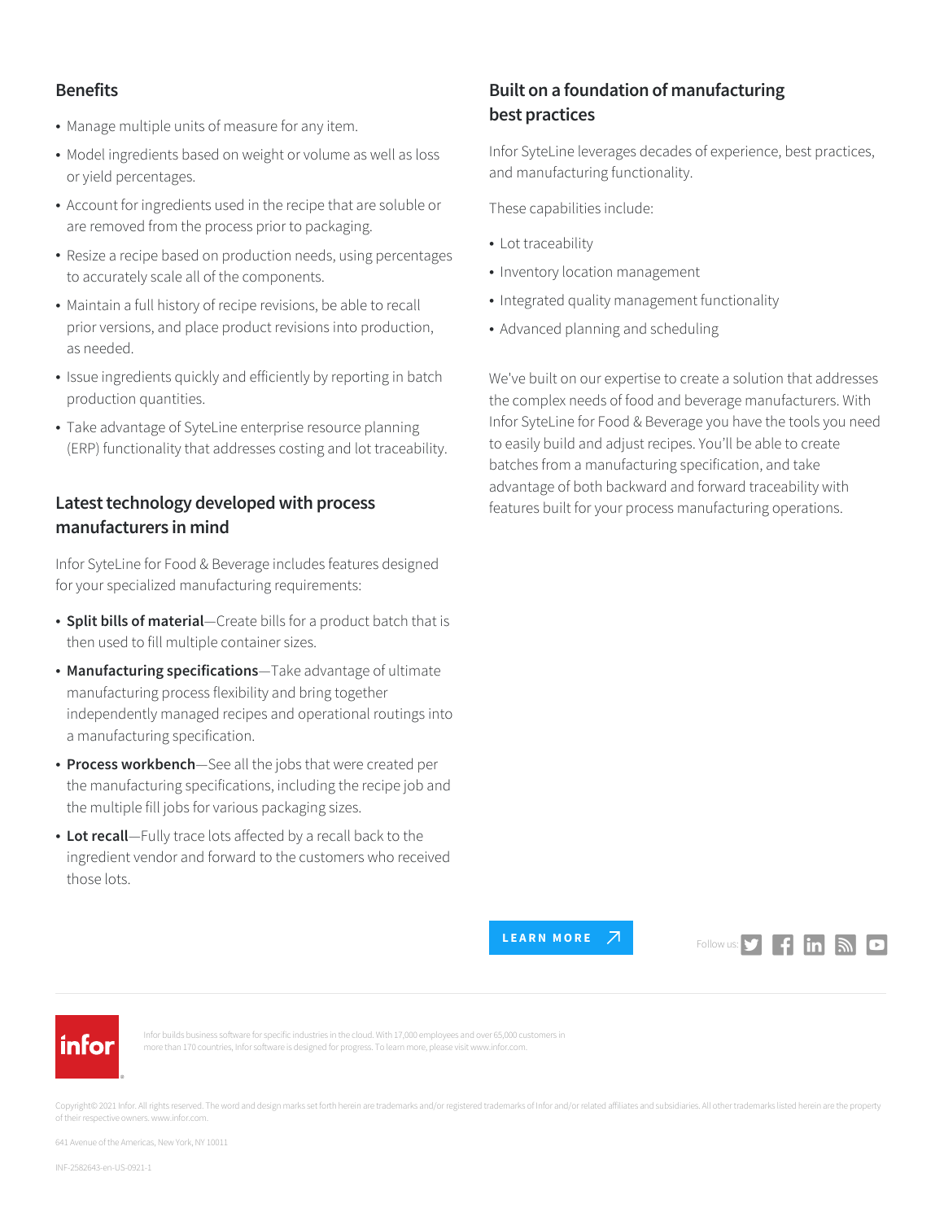## Benefits

- Manage multiple units of measure for any item.
- Model ingredients based on weight or volume as well as loss or yield percentages.
- Account for ingredients used in the recipe that are soluble or are removed from the process prior to packaging.
- Resize a recipe based on production needs, using percentages to accurately scale all of the components.
- Maintain a full history of recipe revisions, be able to recall prior versions, and place product revisions into production, as needed.
- Issue ingredients quickly and efficiently by reporting in batch production quantities.
- Take advantage of SyteLine enterprise resource planning (ERP) functionality that addresses costing and lot traceability.

## Latest technology developed with process manufacturers in mind

Infor SyteLine for Food & Beverage includes features designed for your specialized manufacturing requirements:

- **Split bills of material**—Create bills for a product batch that is then used to fill multiple container sizes.
- **Manufacturing specifications**—Take advantage of ultimate manufacturing process flexibility and bring together independently managed recipes and operational routings into a manufacturing specification.
- **Process workbench**—See all the jobs that were created per the manufacturing specifications, including the recipe job and the multiple fill jobs for various packaging sizes.
- **Lot recall**—Fully trace lots affected by a recall back to the ingredient vendor and forward to the customers who received those lots.

## Built on a foundation of manufacturing best practices

Infor SyteLine leverages decades of experience, best practices, and manufacturing functionality.

These capabilities include:

- Lot traceability
- Inventory location management
- Integrated quality management functionality
- Advanced planning and scheduling

We've built on our expertise to create a solution that addresses the complex needs of food and beverage manufacturers. With Infor SyteLine for Food & Beverage you have the tools you need to easily build and adjust recipes. You'll be able to create batches from a manufacturing specification, and take advantage of both backward and forward traceability with features built for your process manufacturing operations.

LEARN MORE

Follow us:

Infor builds business software for specific industries in the cloud. With 17,000 employees and over 65,000 customers in more than 170 countries, Infor software is designed for progress. To learn more, please visit www.infor.com.

Copyright© 2021 Infor. All rights reserved. The word and design marks set forth herein are trademarks and/or registered trademarks of Infor and/or related affiliates and subsidiaries. All other trademarks listed herein are the property of their respective owners. www.infor.com.

641 Avenue of the Americas, New York, NY 10011

INF-2582643-en-US-0921-1